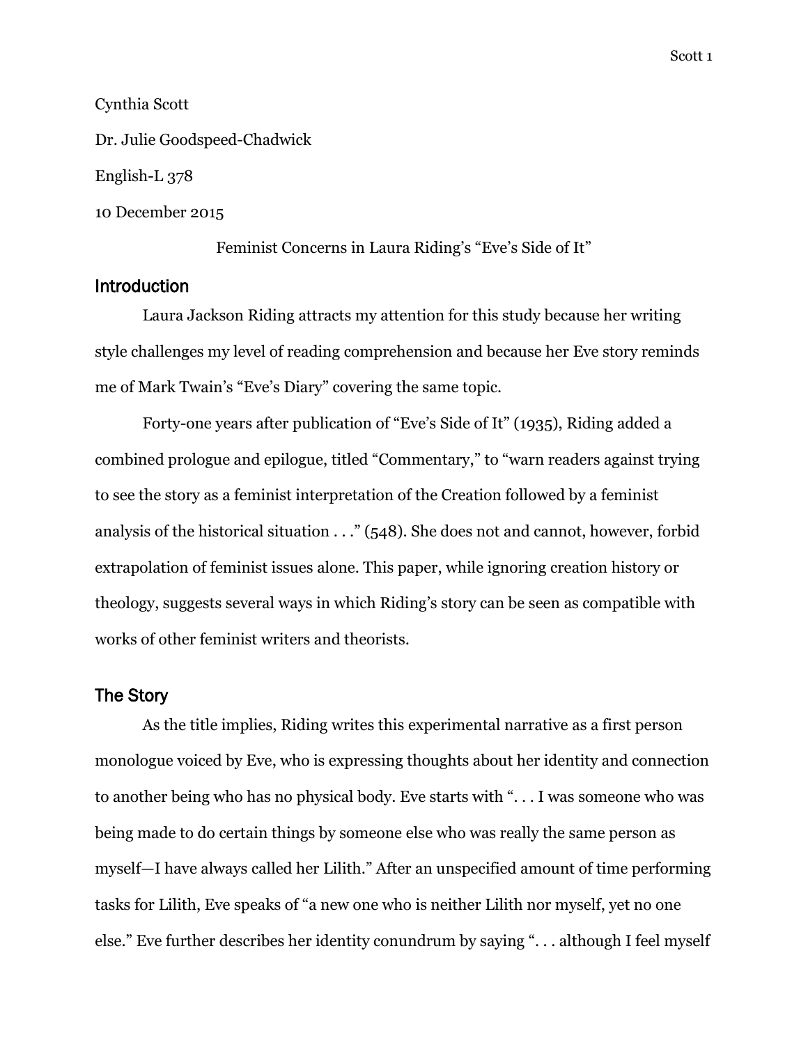Cynthia Scott

Dr. Julie Goodspeed-Chadwick

English-L 378

10 December 2015

Feminist Concerns in Laura Riding's "Eve's Side of It"

## Introduction

Laura Jackson Riding attracts my attention for this study because her writing style challenges my level of reading comprehension and because her Eve story reminds me of Mark Twain's "Eve's Diary" covering the same topic.

Forty-one years after publication of "Eve's Side of It" (1935), Riding added a combined prologue and epilogue, titled "Commentary," to "warn readers against trying to see the story as a feminist interpretation of the Creation followed by a feminist analysis of the historical situation . . ." (548). She does not and cannot, however, forbid extrapolation of feminist issues alone. This paper, while ignoring creation history or theology, suggests several ways in which Riding's story can be seen as compatible with works of other feminist writers and theorists.

## The Story

As the title implies, Riding writes this experimental narrative as a first person monologue voiced by Eve, who is expressing thoughts about her identity and connection to another being who has no physical body. Eve starts with ". . . I was someone who was being made to do certain things by someone else who was really the same person as myself—I have always called her Lilith." After an unspecified amount of time performing tasks for Lilith, Eve speaks of "a new one who is neither Lilith nor myself, yet no one else." Eve further describes her identity conundrum by saying ". . . although I feel myself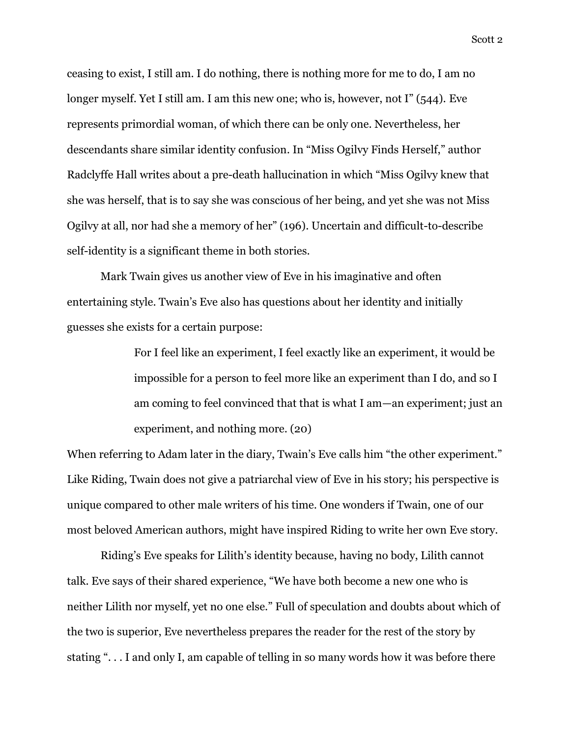ceasing to exist, I still am. I do nothing, there is nothing more for me to do, I am no longer myself. Yet I still am. I am this new one; who is, however, not I" (544). Eve represents primordial woman, of which there can be only one. Nevertheless, her descendants share similar identity confusion. In "Miss Ogilvy Finds Herself," author Radclyffe Hall writes about a pre-death hallucination in which "Miss Ogilvy knew that she was herself, that is to say she was conscious of her being, and yet she was not Miss Ogilvy at all, nor had she a memory of her" (196). Uncertain and difficult-to-describe self-identity is a significant theme in both stories.

Mark Twain gives us another view of Eve in his imaginative and often entertaining style. Twain's Eve also has questions about her identity and initially guesses she exists for a certain purpose:

> For I feel like an experiment, I feel exactly like an experiment, it would be impossible for a person to feel more like an experiment than I do, and so I am coming to feel convinced that that is what I am—an experiment; just an experiment, and nothing more. (20)

When referring to Adam later in the diary, Twain's Eve calls him "the other experiment." Like Riding, Twain does not give a patriarchal view of Eve in his story; his perspective is unique compared to other male writers of his time. One wonders if Twain, one of our most beloved American authors, might have inspired Riding to write her own Eve story.

Riding's Eve speaks for Lilith's identity because, having no body, Lilith cannot talk. Eve says of their shared experience, "We have both become a new one who is neither Lilith nor myself, yet no one else." Full of speculation and doubts about which of the two is superior, Eve nevertheless prepares the reader for the rest of the story by stating ". . . I and only I, am capable of telling in so many words how it was before there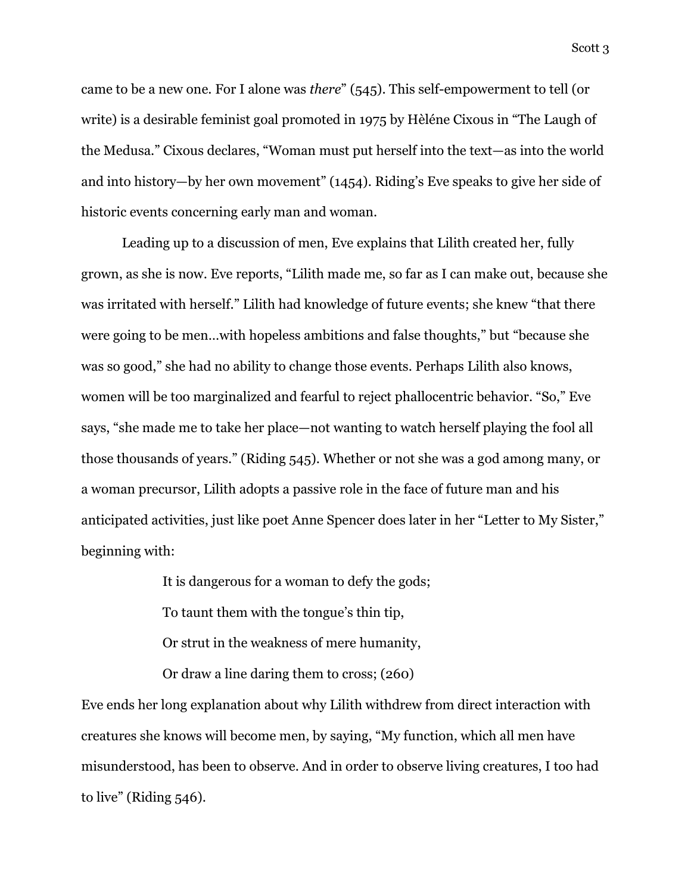came to be a new one. For I alone was *there*" (545). This self-empowerment to tell (or write) is a desirable feminist goal promoted in 1975 by Hèléne Cixous in "The Laugh of the Medusa." Cixous declares, "Woman must put herself into the text—as into the world and into history—by her own movement" (1454). Riding's Eve speaks to give her side of historic events concerning early man and woman.

Leading up to a discussion of men, Eve explains that Lilith created her, fully grown, as she is now. Eve reports, "Lilith made me, so far as I can make out, because she was irritated with herself." Lilith had knowledge of future events; she knew "that there were going to be men…with hopeless ambitions and false thoughts," but "because she was so good," she had no ability to change those events. Perhaps Lilith also knows, women will be too marginalized and fearful to reject phallocentric behavior. "So," Eve says, "she made me to take her place—not wanting to watch herself playing the fool all those thousands of years." (Riding 545). Whether or not she was a god among many, or a woman precursor, Lilith adopts a passive role in the face of future man and his anticipated activities, just like poet Anne Spencer does later in her "Letter to My Sister," beginning with:

> It is dangerous for a woman to defy the gods;
>
> To taunt them with the tongue's thin tip,
>
> Or strut in the weakness of mere humanity,
>
> Or draw a line daring them to cross; (260)

Eve ends her long explanation about why Lilith withdrew from direct interaction with creatures she knows will become men, by saying, "My function, which all men have misunderstood, has been to observe. And in order to observe living creatures, I too had to live" (Riding 546).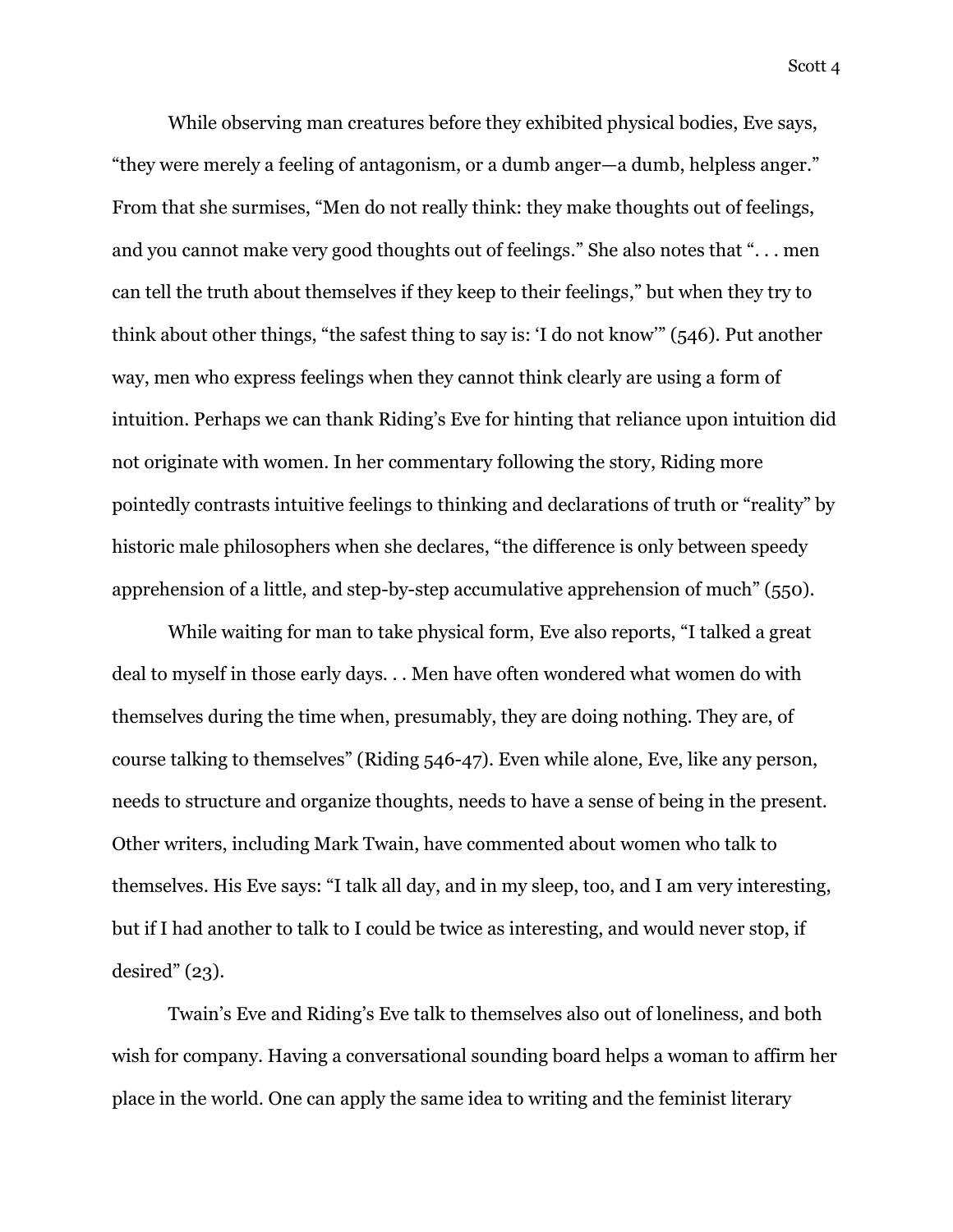While observing man creatures before they exhibited physical bodies, Eve says, “they were merely a feeling of antagonism, or a dumb anger—a dumb, helpless anger.” From that she surmises, “Men do not really think: they make thoughts out of feelings, and you cannot make very good thoughts out of feelings.” She also notes that “. . . men can tell the truth about themselves if they keep to their feelings,” but when they try to think about other things, “the safest thing to say is: ‘I do not know’” (546). Put another way, men who express feelings when they cannot think clearly are using a form of intuition. Perhaps we can thank Riding’s Eve for hinting that reliance upon intuition did not originate with women. In her commentary following the story, Riding more pointedly contrasts intuitive feelings to thinking and declarations of truth or “reality” by historic male philosophers when she declares, “the difference is only between speedy apprehension of a little, and step-by-step accumulative apprehension of much” (550).

While waiting for man to take physical form, Eve also reports, “I talked a great deal to myself in those early days. . . Men have often wondered what women do with themselves during the time when, presumably, they are doing nothing. They are, of course talking to themselves” (Riding 546-47). Even while alone, Eve, like any person, needs to structure and organize thoughts, needs to have a sense of being in the present. Other writers, including Mark Twain, have commented about women who talk to themselves. His Eve says: “I talk all day, and in my sleep, too, and I am very interesting, but if I had another to talk to I could be twice as interesting, and would never stop, if desired” (23).

Twain’s Eve and Riding’s Eve talk to themselves also out of loneliness, and both wish for company. Having a conversational sounding board helps a woman to affirm her place in the world. One can apply the same idea to writing and the feminist literary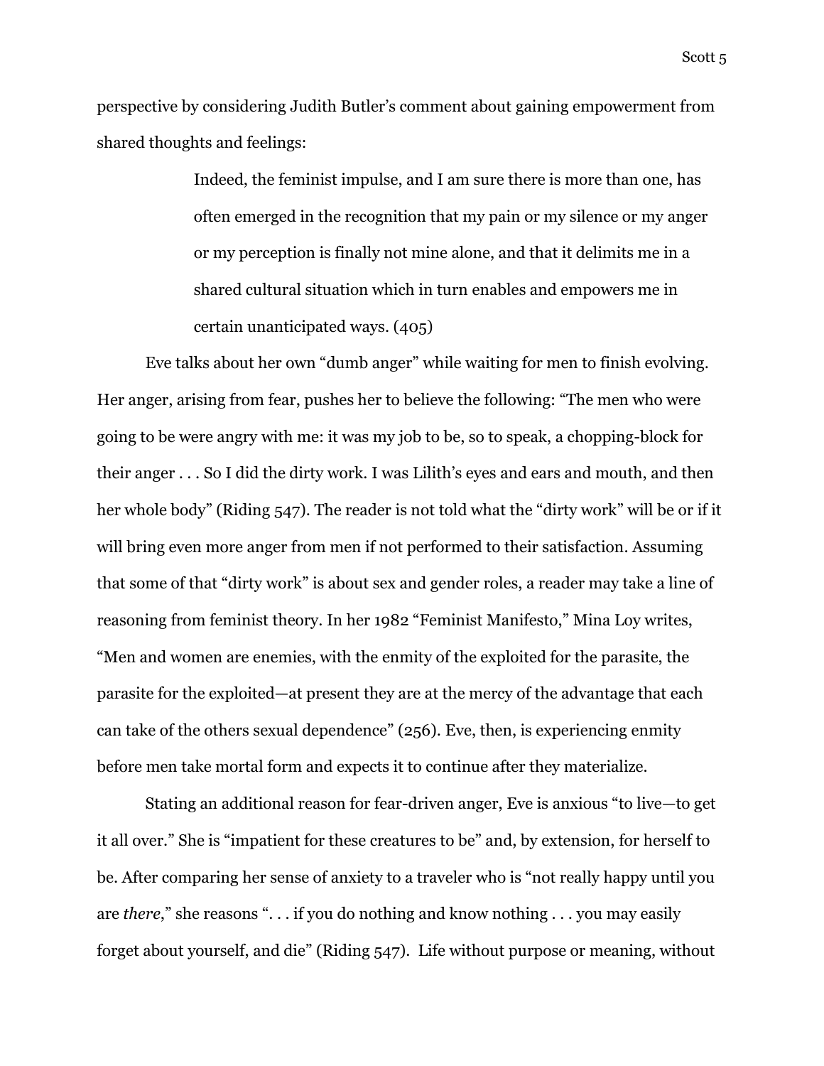perspective by considering Judith Butler's comment about gaining empowerment from shared thoughts and feelings:

> Indeed, the feminist impulse, and I am sure there is more than one, has often emerged in the recognition that my pain or my silence or my anger or my perception is finally not mine alone, and that it delimits me in a shared cultural situation which in turn enables and empowers me in certain unanticipated ways. (405)

Eve talks about her own "dumb anger" while waiting for men to finish evolving. Her anger, arising from fear, pushes her to believe the following: "The men who were going to be were angry with me: it was my job to be, so to speak, a chopping-block for their anger . . . So I did the dirty work. I was Lilith's eyes and ears and mouth, and then her whole body" (Riding 547). The reader is not told what the "dirty work" will be or if it will bring even more anger from men if not performed to their satisfaction. Assuming that some of that "dirty work" is about sex and gender roles, a reader may take a line of reasoning from feminist theory. In her 1982 "Feminist Manifesto," Mina Loy writes, "Men and women are enemies, with the enmity of the exploited for the parasite, the parasite for the exploited—at present they are at the mercy of the advantage that each can take of the others sexual dependence" (256). Eve, then, is experiencing enmity before men take mortal form and expects it to continue after they materialize.

Stating an additional reason for fear-driven anger, Eve is anxious "to live—to get it all over." She is "impatient for these creatures to be" and, by extension, for herself to be. After comparing her sense of anxiety to a traveler who is "not really happy until you are *there*," she reasons ". . . if you do nothing and know nothing . . . you may easily forget about yourself, and die" (Riding 547). Life without purpose or meaning, without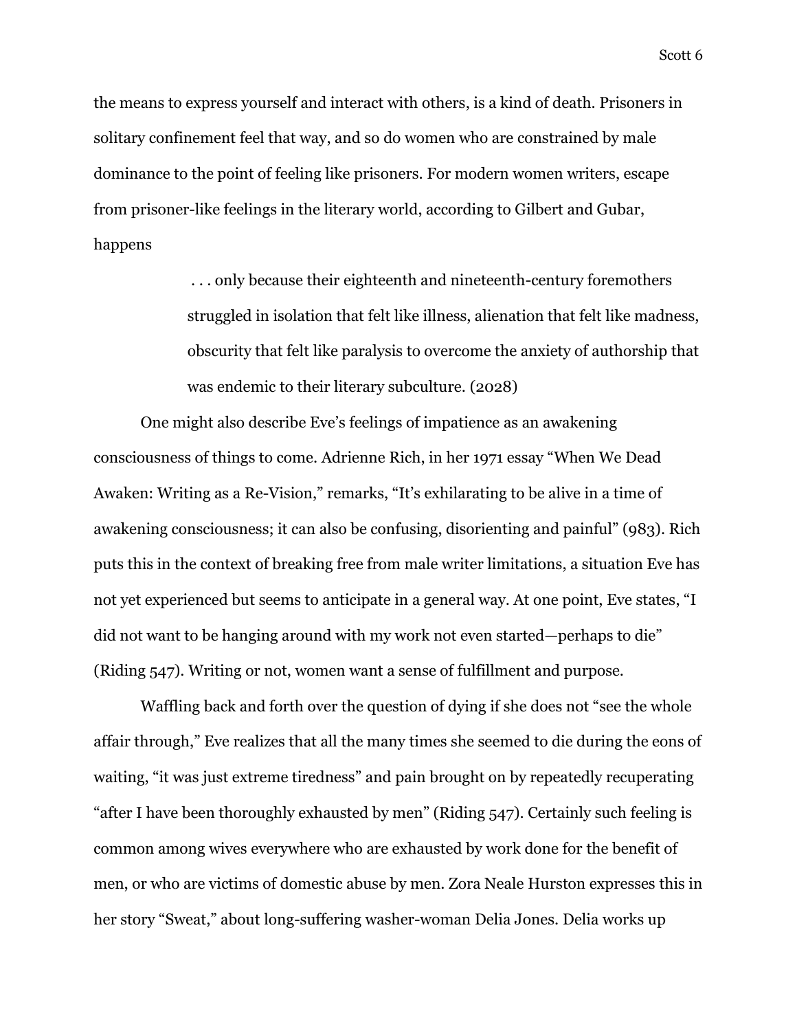the means to express yourself and interact with others, is a kind of death. Prisoners in solitary confinement feel that way, and so do women who are constrained by male dominance to the point of feeling like prisoners. For modern women writers, escape from prisoner-like feelings in the literary world, according to Gilbert and Gubar, happens

> . . . only because their eighteenth and nineteenth-century foremothers struggled in isolation that felt like illness, alienation that felt like madness, obscurity that felt like paralysis to overcome the anxiety of authorship that was endemic to their literary subculture. (2028)

One might also describe Eve's feelings of impatience as an awakening consciousness of things to come. Adrienne Rich, in her 1971 essay "When We Dead Awaken: Writing as a Re-Vision," remarks, "It's exhilarating to be alive in a time of awakening consciousness; it can also be confusing, disorienting and painful" (983). Rich puts this in the context of breaking free from male writer limitations, a situation Eve has not yet experienced but seems to anticipate in a general way. At one point, Eve states, "I did not want to be hanging around with my work not even started—perhaps to die" (Riding 547). Writing or not, women want a sense of fulfillment and purpose.

Waffling back and forth over the question of dying if she does not "see the whole affair through," Eve realizes that all the many times she seemed to die during the eons of waiting, "it was just extreme tiredness" and pain brought on by repeatedly recuperating "after I have been thoroughly exhausted by men" (Riding 547). Certainly such feeling is common among wives everywhere who are exhausted by work done for the benefit of men, or who are victims of domestic abuse by men. Zora Neale Hurston expresses this in her story "Sweat," about long-suffering washer-woman Delia Jones. Delia works up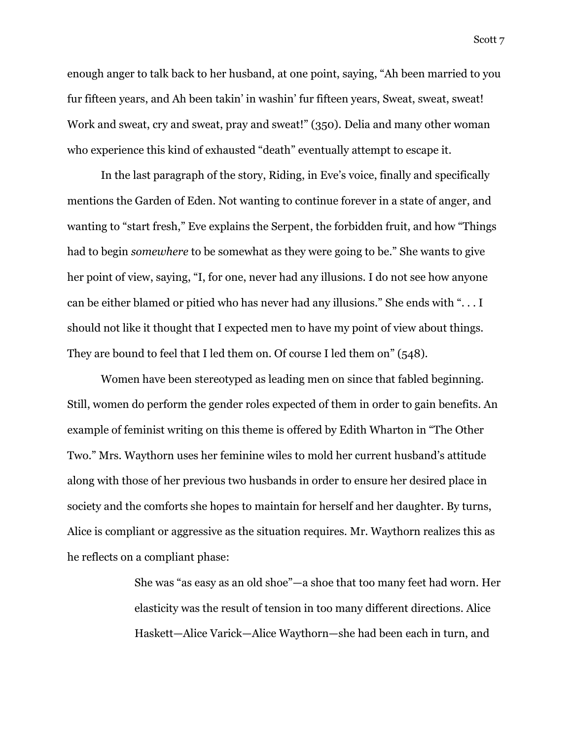enough anger to talk back to her husband, at one point, saying, "Ah been married to you fur fifteen years, and Ah been takin' in washin' fur fifteen years, Sweat, sweat, sweat! Work and sweat, cry and sweat, pray and sweat!" (350). Delia and many other woman who experience this kind of exhausted "death" eventually attempt to escape it.

In the last paragraph of the story, Riding, in Eve's voice, finally and specifically mentions the Garden of Eden. Not wanting to continue forever in a state of anger, and wanting to "start fresh," Eve explains the Serpent, the forbidden fruit, and how "Things had to begin *somewhere* to be somewhat as they were going to be." She wants to give her point of view, saying, "I, for one, never had any illusions. I do not see how anyone can be either blamed or pitied who has never had any illusions." She ends with ". . . I should not like it thought that I expected men to have my point of view about things. They are bound to feel that I led them on. Of course I led them on" (548).

Women have been stereotyped as leading men on since that fabled beginning. Still, women do perform the gender roles expected of them in order to gain benefits. An example of feminist writing on this theme is offered by Edith Wharton in "The Other Two." Mrs. Waythorn uses her feminine wiles to mold her current husband's attitude along with those of her previous two husbands in order to ensure her desired place in society and the comforts she hopes to maintain for herself and her daughter. By turns, Alice is compliant or aggressive as the situation requires. Mr. Waythorn realizes this as he reflects on a compliant phase:

> She was "as easy as an old shoe"—a shoe that too many feet had worn. Her elasticity was the result of tension in too many different directions. Alice Haskett—Alice Varick—Alice Waythorn—she had been each in turn, and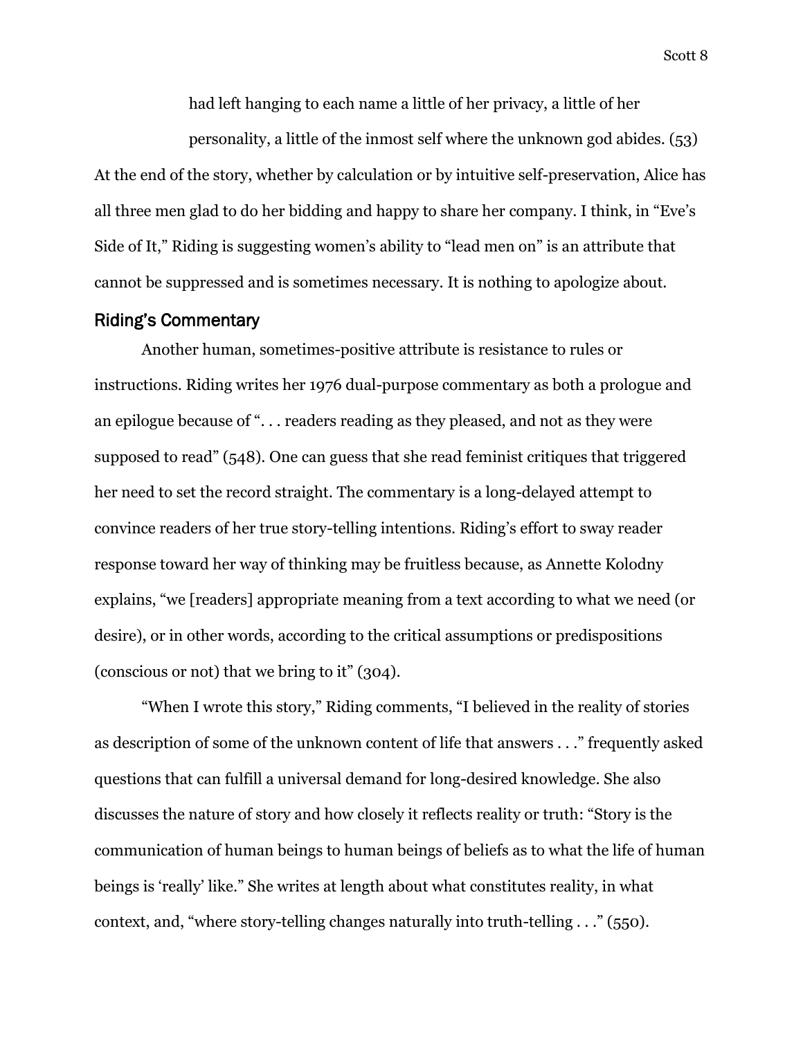> had left hanging to each name a little of her privacy, a little of her personality, a little of the inmost self where the unknown god abides. (53)

At the end of the story, whether by calculation or by intuitive self-preservation, Alice has all three men glad to do her bidding and happy to share her company. I think, in "Eve's Side of It," Riding is suggesting women's ability to "lead men on" is an attribute that cannot be suppressed and is sometimes necessary. It is nothing to apologize about.

## Riding's Commentary

Another human, sometimes-positive attribute is resistance to rules or instructions. Riding writes her 1976 dual-purpose commentary as both a prologue and an epilogue because of ". . . readers reading as they pleased, and not as they were supposed to read" (548). One can guess that she read feminist critiques that triggered her need to set the record straight. The commentary is a long-delayed attempt to convince readers of her true story-telling intentions. Riding's effort to sway reader response toward her way of thinking may be fruitless because, as Annette Kolodny explains, "we [readers] appropriate meaning from a text according to what we need (or desire), or in other words, according to the critical assumptions or predispositions (conscious or not) that we bring to it" (304).

"When I wrote this story," Riding comments, "I believed in the reality of stories as description of some of the unknown content of life that answers . . ." frequently asked questions that can fulfill a universal demand for long-desired knowledge. She also discusses the nature of story and how closely it reflects reality or truth: "Story is the communication of human beings to human beings of beliefs as to what the life of human beings is 'really' like." She writes at length about what constitutes reality, in what context, and, "where story-telling changes naturally into truth-telling . . ." (550).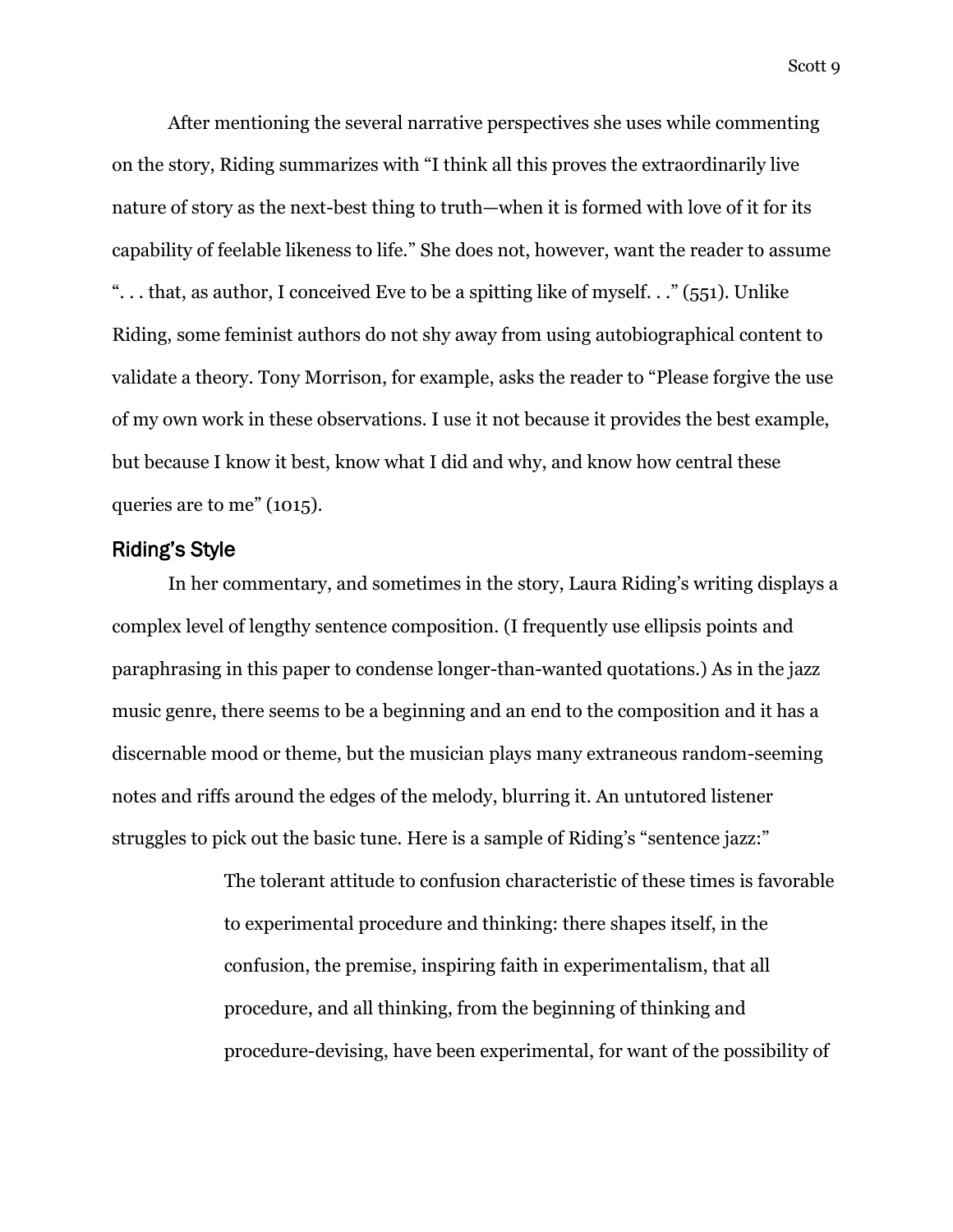After mentioning the several narrative perspectives she uses while commenting on the story, Riding summarizes with "I think all this proves the extraordinarily live nature of story as the next-best thing to truth—when it is formed with love of it for its capability of feelable likeness to life." She does not, however, want the reader to assume ". . . that, as author, I conceived Eve to be a spitting like of myself. . ." (551). Unlike Riding, some feminist authors do not shy away from using autobiographical content to validate a theory. Tony Morrison, for example, asks the reader to "Please forgive the use of my own work in these observations. I use it not because it provides the best example, but because I know it best, know what I did and why, and know how central these queries are to me" (1015).

## Riding's Style

In her commentary, and sometimes in the story, Laura Riding's writing displays a complex level of lengthy sentence composition. (I frequently use ellipsis points and paraphrasing in this paper to condense longer-than-wanted quotations.) As in the jazz music genre, there seems to be a beginning and an end to the composition and it has a discernable mood or theme, but the musician plays many extraneous random-seeming notes and riffs around the edges of the melody, blurring it. An untutored listener struggles to pick out the basic tune. Here is a sample of Riding's "sentence jazz:"

> The tolerant attitude to confusion characteristic of these times is favorable to experimental procedure and thinking: there shapes itself, in the confusion, the premise, inspiring faith in experimentalism, that all procedure, and all thinking, from the beginning of thinking and procedure-devising, have been experimental, for want of the possibility of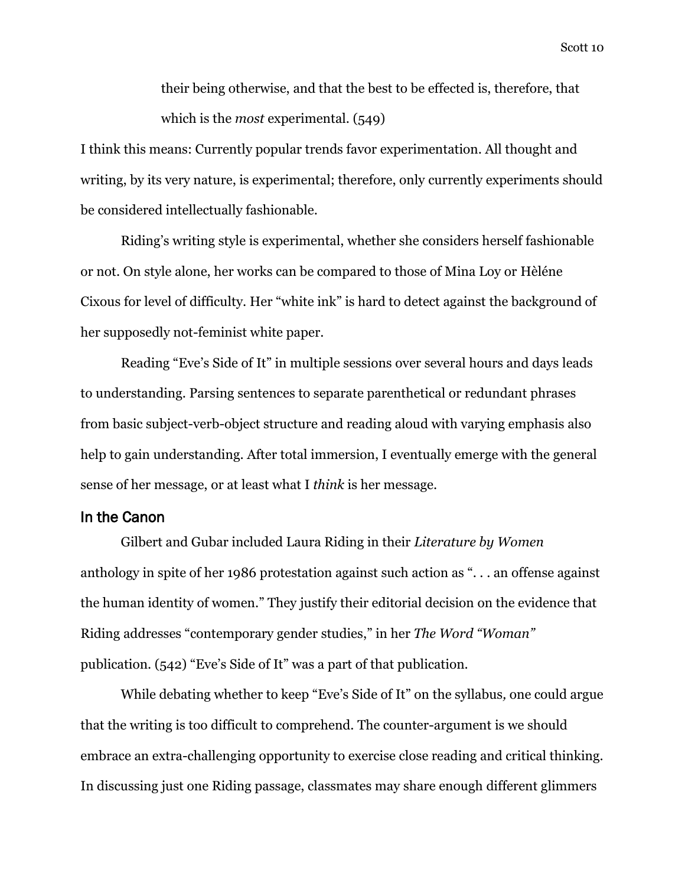> their being otherwise, and that the best to be effected is, therefore, that which is the *most* experimental. (549)

I think this means: Currently popular trends favor experimentation. All thought and writing, by its very nature, is experimental; therefore, only currently experiments should be considered intellectually fashionable.

Riding's writing style is experimental, whether she considers herself fashionable or not. On style alone, her works can be compared to those of Mina Loy or Hèléne Cixous for level of difficulty. Her "white ink" is hard to detect against the background of her supposedly not-feminist white paper.

Reading "Eve's Side of It" in multiple sessions over several hours and days leads to understanding. Parsing sentences to separate parenthetical or redundant phrases from basic subject-verb-object structure and reading aloud with varying emphasis also help to gain understanding. After total immersion, I eventually emerge with the general sense of her message, or at least what I *think* is her message.

## In the Canon

Gilbert and Gubar included Laura Riding in their *Literature by Women* anthology in spite of her 1986 protestation against such action as ". . . an offense against the human identity of women." They justify their editorial decision on the evidence that Riding addresses "contemporary gender studies," in her *The Word "Woman"* publication. (542) "Eve's Side of It" was a part of that publication.

While debating whether to keep "Eve's Side of It" on the syllabus, one could argue that the writing is too difficult to comprehend. The counter-argument is we should embrace an extra-challenging opportunity to exercise close reading and critical thinking. In discussing just one Riding passage, classmates may share enough different glimmers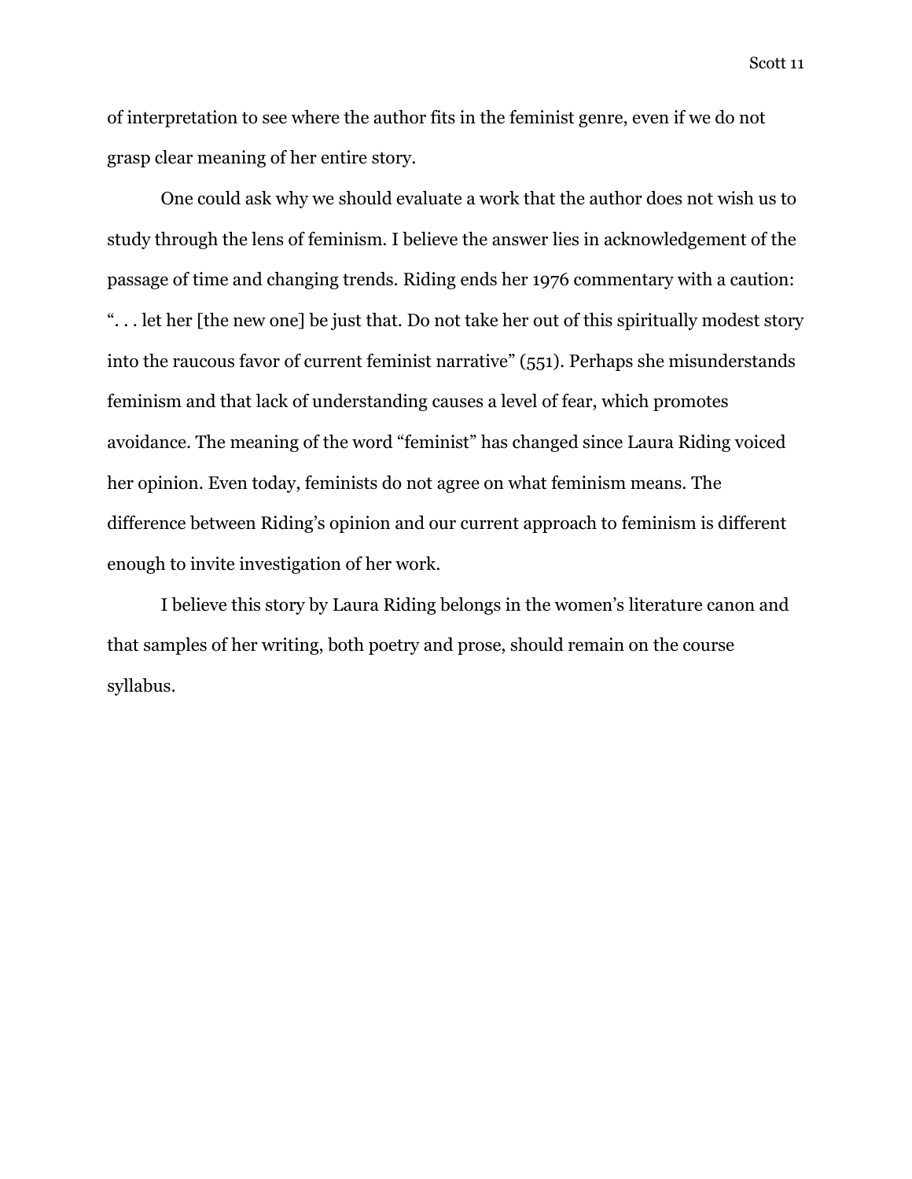of interpretation to see where the author fits in the feminist genre, even if we do not grasp clear meaning of her entire story.

One could ask why we should evaluate a work that the author does not wish us to study through the lens of feminism. I believe the answer lies in acknowledgement of the passage of time and changing trends. Riding ends her 1976 commentary with a caution: ". . . let her [the new one] be just that. Do not take her out of this spiritually modest story into the raucous favor of current feminist narrative" (551). Perhaps she misunderstands feminism and that lack of understanding causes a level of fear, which promotes avoidance. The meaning of the word "feminist" has changed since Laura Riding voiced her opinion. Even today, feminists do not agree on what feminism means. The difference between Riding's opinion and our current approach to feminism is different enough to invite investigation of her work.

I believe this story by Laura Riding belongs in the women's literature canon and that samples of her writing, both poetry and prose, should remain on the course syllabus.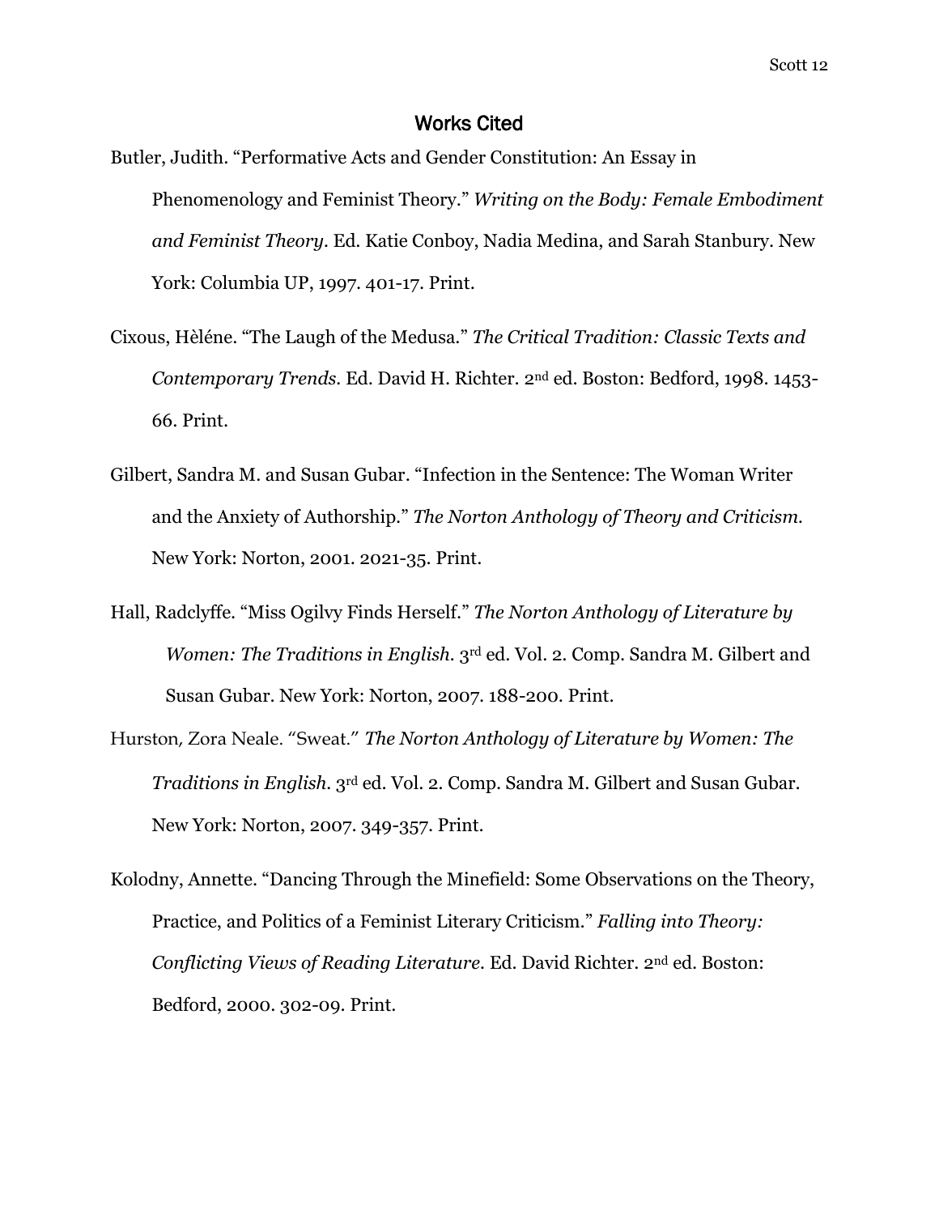# Works Cited

Butler, Judith. "Performative Acts and Gender Constitution: An Essay in Phenomenology and Feminist Theory." *Writing on the Body: Female Embodiment and Feminist Theory*. Ed. Katie Conboy, Nadia Medina, and Sarah Stanbury. New York: Columbia UP, 1997. 401-17. Print.

Cixous, Hèléne. "The Laugh of the Medusa." *The Critical Tradition: Classic Texts and Contemporary Trends*. Ed. David H. Richter. 2nd ed. Boston: Bedford, 1998. 1453-66. Print.

Gilbert, Sandra M. and Susan Gubar. "Infection in the Sentence: The Woman Writer and the Anxiety of Authorship." *The Norton Anthology of Theory and Criticism*. New York: Norton, 2001. 2021-35. Print.

Hall, Radclyffe. "Miss Ogilvy Finds Herself." *The Norton Anthology of Literature by Women: The Traditions in English*. 3rd ed. Vol. 2. Comp. Sandra M. Gilbert and Susan Gubar. New York: Norton, 2007. 188-200. Print.

Hurston, Zora Neale. "Sweat." *The Norton Anthology of Literature by Women: The Traditions in English*. 3rd ed. Vol. 2. Comp. Sandra M. Gilbert and Susan Gubar. New York: Norton, 2007. 349-357. Print.

Kolodny, Annette. "Dancing Through the Minefield: Some Observations on the Theory, Practice, and Politics of a Feminist Literary Criticism." *Falling into Theory: Conflicting Views of Reading Literature*. Ed. David Richter. 2nd ed. Boston: Bedford, 2000. 302-09. Print.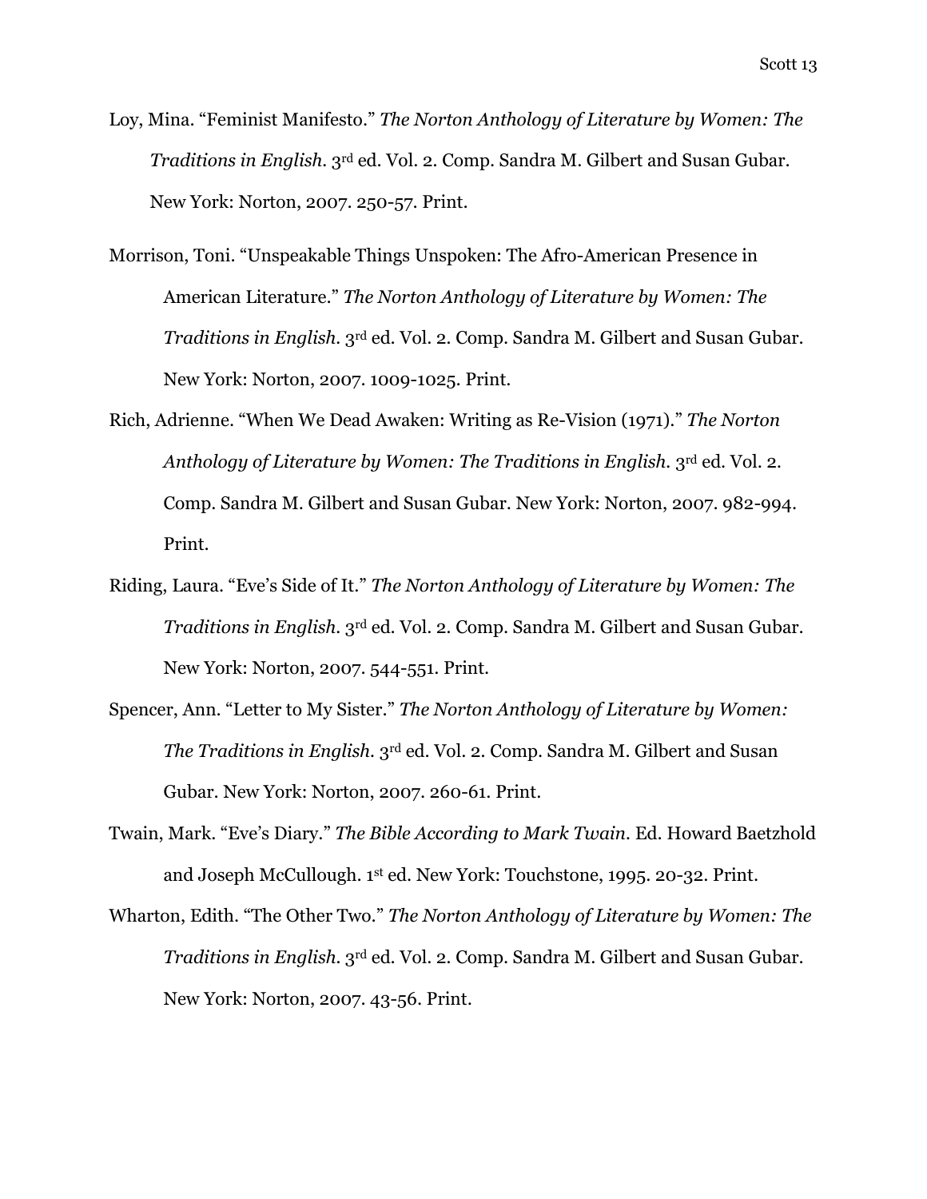Loy, Mina. "Feminist Manifesto." *The Norton Anthology of Literature by Women: The Traditions in English*. 3rd ed. Vol. 2. Comp. Sandra M. Gilbert and Susan Gubar. New York: Norton, 2007. 250-57. Print.

Morrison, Toni. "Unspeakable Things Unspoken: The Afro-American Presence in American Literature." *The Norton Anthology of Literature by Women: The Traditions in English*. 3rd ed. Vol. 2. Comp. Sandra M. Gilbert and Susan Gubar. New York: Norton, 2007. 1009-1025. Print.

Rich, Adrienne. "When We Dead Awaken: Writing as Re-Vision (1971)." *The Norton Anthology of Literature by Women: The Traditions in English*. 3rd ed. Vol. 2. Comp. Sandra M. Gilbert and Susan Gubar. New York: Norton, 2007. 982-994. Print.

Riding, Laura. "Eve's Side of It." *The Norton Anthology of Literature by Women: The Traditions in English*. 3rd ed. Vol. 2. Comp. Sandra M. Gilbert and Susan Gubar. New York: Norton, 2007. 544-551. Print.

Spencer, Ann. "Letter to My Sister." *The Norton Anthology of Literature by Women: The Traditions in English*. 3rd ed. Vol. 2. Comp. Sandra M. Gilbert and Susan Gubar. New York: Norton, 2007. 260-61. Print.

Twain, Mark. "Eve's Diary." *The Bible According to Mark Twain*. Ed. Howard Baetzhold and Joseph McCullough. 1st ed. New York: Touchstone, 1995. 20-32. Print.

Wharton, Edith. "The Other Two." *The Norton Anthology of Literature by Women: The Traditions in English*. 3rd ed. Vol. 2. Comp. Sandra M. Gilbert and Susan Gubar. New York: Norton, 2007. 43-56. Print.